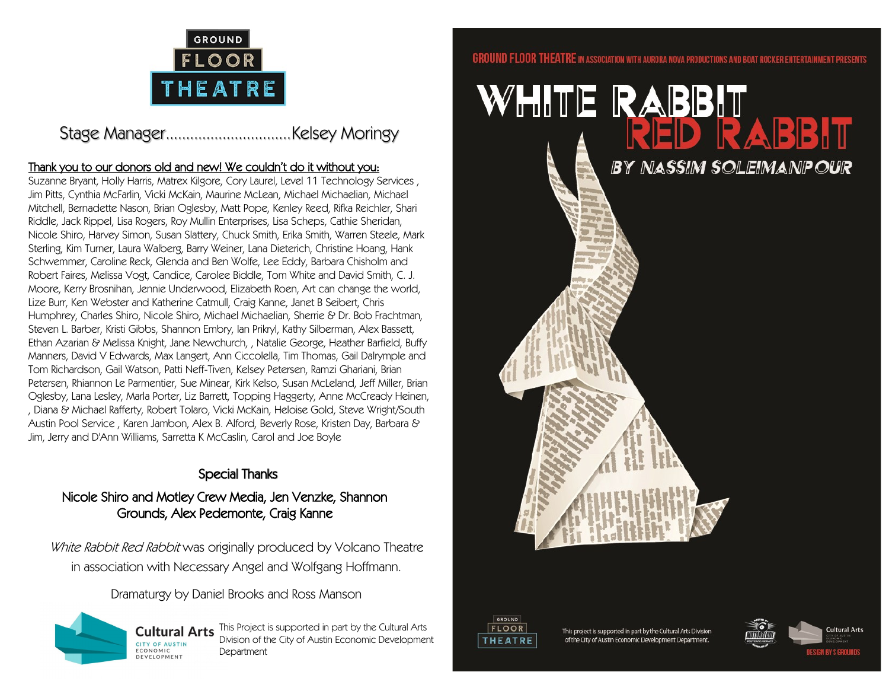GROUND FLOOR THEATRE

Stage Manager..............................Kelsey Moringy

Thank you to our donors old and new! We couldn't do it without you:

Suzanne Bryant, Holly Harris, Matrex Kilgore, Cory Laurel, Level 11 Technology Services , Jim Pitts, Cynthia McFarlin, Vicki McKain, Maurine McLean, Michael Michaelian, Michael Mitchell, Bernadette Nason, Brian Oglesby, Matt Pope, Kenley Reed, Rifka Reichler, Shari Riddle, Jack Rippel, Lisa Rogers, Roy Mullin Enterprises, Lisa Scheps, Cathie Sheridan, Nicole Shiro, Harvey Simon, Susan Slattery, Chuck Smith, Erika Smith, Warren Steele, Mark Sterling, Kim Turner, Laura Walberg, Barry Weiner, Lana Dieterich, Christine Hoang, Hank Schwemmer, Caroline Reck, Glenda and Ben Wolfe, Lee Eddy, Barbara Chisholm and Robert Faires, Melissa Vogt, Candice, Carolee Biddle, Tom White and David Smith, C. J. Moore, Kerry Brosnihan, Jennie Underwood, Elizabeth Roen, Art can change the world, Lize Burr, Ken Webster and Katherine Catmull, Craig Kanne, Janet B Seibert, Chris Humphrey, Charles Shiro, Nicole Shiro, Michael Michaelian, Sherrie & Dr. Bob Frachtman, Steven L. Barber, Kristi Gibbs, Shannon Embry, Ian Prikryl, Kathy Silberman, Alex Bassett, Ethan Azarian & Melissa Knight, Jane Newchurch, , Natalie George, Heather Barfield, Buffy Manners, David V Edwards, Max Langert, Ann Ciccolella, Tim Thomas, Gail Dalrymple and Tom Richardson, Gail Watson, Patti Neff-Tiven, Kelsey Petersen, Ramzi Ghariani, Brian Petersen, Rhiannon Le Parmentier, Sue Minear, Kirk Kelso, Susan McLeland, Jeff Miller, Brian Oglesby, Lana Lesley, Marla Porter, Liz Barrett, Topping Haggerty, Anne McCready Heinen, , Diana & Michael Rafferty, Robert Tolaro, Vicki McKain, Heloise Gold, Steve Wright/South Austin Pool Service , Karen Jambon, Alex B. Alford, Beverly Rose, Kristen Day, Barbara & Jim, Jerry and D'Ann Williams, Sarretta K McCaslin, Carol and Joe Boyle

Special Thanks

Nicole Shiro and Motley Crew Media, Jen Venzke, Shannon Grounds, Alex Pedemonte, Craig Kanne

*White Rabbit Red Rabbit* was originally produced by Volcano Theatre in association with Necessary Angel and Wolfgang Hoffmann.

Dramaturgy by Daniel Brooks and Ross Manson

Cultural Arts CITY OF AUSTIN ECONOMIC DEVELOPMENT

This Project is supported in part by the Cultural Arts Division of the City of Austin Economic Development Department

GROUND FLOOR THEATRE IN ASSOCIATION WITH AURORA NOVA PRODUCTIONS AND BOAT ROCKER ENTERTAINMENT PRESENTS

# WHITE RABBIT RED RABBIT

## BY NASSIM SOLEIMANPOUR

GROUND FLOOR THEATRE

This project is supported in part by the Cultural Arts Division of the City of Austin Economic Development Department.

Cultural Arts CITY OF AUSTIN ECONOMIC DEVELOPMENT

DESIGN BY S GROUNDS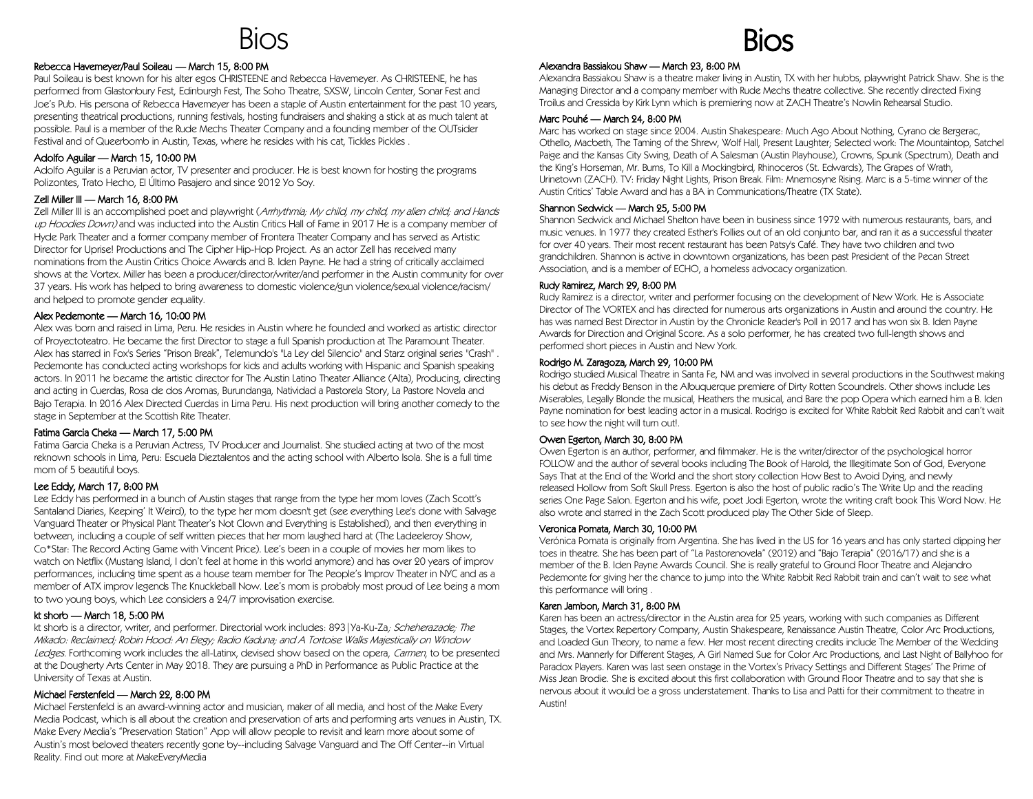# Bios

### Rebecca Havemeyer/Paul Soileau — March 15, 8:00 PM

Paul Soileau is best known for his alter egos CHRISTEENE and Rebecca Havemeyer. As CHRISTEENE, he has performed from Glastonbury Fest, Edinburgh Fest, The Soho Theatre, SXSW, Lincoln Center, Sonar Fest and Joe's Pub. His persona of Rebecca Havemeyer has been a staple of Austin entertainment for the past 10 years, presenting theatrical productions, running festivals, hosting fundraisers and shaking a stick at as much talent at possible. Paul is a member of the Rude Mechs Theater Company and a founding member of the OUTsider Festival and of Queerbomb in Austin, Texas, where he resides with his cat, Tickles Pickles .

### Adolfo Aguilar — March 15, 10:00 PM

Adolfo Aguilar is a Peruvian actor, TV presenter and producer. He is best known for hosting the programs Polizontes, Trato Hecho, El Último Pasajero and since 2012 Yo Soy.

### Zell Miller III — March 16, 8:00 PM

Zell Miller III is an accomplished poet and playwright (*Arrhythmia; My child, my child, my alien child; and Hands up Hoodies Down)* and was inducted into the Austin Critics Hall of Fame in 2017 He is a company member of Hyde Park Theater and a former company member of Frontera Theater Company and has served as Artistic Director for Uprise! Productions and The Cipher Hip-Hop Project. As an actor Zell has received many nominations from the Austin Critics Choice Awards and B. Iden Payne. He had a string of critically acclaimed shows at the Vortex. Miller has been a producer/director/writer/and performer in the Austin community for over 37 years. His work has helped to bring awareness to domestic violence/gun violence/sexual violence/racism/ and helped to promote gender equality.

### Alex Pedemonte — March 16, 10:00 PM

Alex was born and raised in Lima, Peru. He resides in Austin where he founded and worked as artistic director of Proyectoteatro. He became the first Director to stage a full Spanish production at The Paramount Theater. Alex has starred in Fox's Series "Prison Break", Telemundo's "La Ley del Silencio" and Starz original series "Crash" . Pedemonte has conducted acting workshops for kids and adults working with Hispanic and Spanish speaking actors. In 2011 he became the artistic director for The Austin Latino Theater Alliance (Alta), Producing, directing and acting in Cuerdas, Rosa de dos Aromas, Burundanga, Natividad a Pastorela Story, La Pastore Novela and Bajo Terapia. In 2016 Alex Directed Cuerdas in Lima Peru. His next production will bring another comedy to the stage in September at the Scottish Rite Theater.

### Fatima Garcia Cheka — March 17, 5:00 PM

Fatima Garcia Cheka is a Peruvian Actress, TV Producer and Journalist. She studied acting at two of the most reknown schools in Lima, Peru: Escuela Dieztalentos and the acting school with Alberto Isola. She is a full time mom of 5 beautiful boys.

### Lee Eddy, March 17, 8:00 PM

Lee Eddy has performed in a bunch of Austin stages that range from the type her mom loves (Zach Scott's Santaland Diaries, Keeping' It Weird), to the type her mom doesn't get (see everything Lee's done with Salvage Vanguard Theater or Physical Plant Theater's Not Clown and Everything is Established), and then everything in between, including a couple of self written pieces that her mom laughed hard at (The Ladeeleroy Show, Co*Star: The Record Acting Game with Vincent Price). Lee's been in a couple of movies her mom likes to watch on Netflix (Mustang Island, I don't feel at home in this world anymore) and has over 20 years of improv performances, including time spent as a house team member for The People's Improv Theater in NYC and as a member of ATX improv legends The Knuckleball Now. Lee's mom is probably most proud of Lee being a mom to two young boys, which Lee considers a 24/7 improvisation exercise.

### kt shorb — March 18, 5:00 PM

kt shorb is a director, writer, and performer. Directorial work includes: 893|Ya-Ku-Za*; Scheherazade; The Mikado: Reclaimed; Robin Hood: An Elegy; Radio Kaduna; and A Tortoise Walks Majestically on Window Ledges*. Forthcoming work includes the all-Latinx, devised show based on the opera, *Carmen*, to be presented at the Dougherty Arts Center in May 2018. They are pursuing a PhD in Performance as Public Practice at the University of Texas at Austin.

### Michael Ferstenfeld — March 22, 8:00 PM

Michael Ferstenfeld is an award-winning actor and musician, maker of all media, and host of the Make Every Media Podcast, which is all about the creation and preservation of arts and performing arts venues in Austin, TX. Make Every Media's "Preservation Station" App will allow people to revisit and learn more about some of Austin's most beloved theaters recently gone by--including Salvage Vanguard and The Off Center--in Virtual Reality. Find out more at MakeEveryMedia

# Bios

### Alexandra Bassiakou Shaw — March 23, 8:00 PM

Alexandra Bassiakou Shaw is a theatre maker living in Austin, TX with her hubbs, playwright Patrick Shaw. She is the Managing Director and a company member with Rude Mechs theatre collective. She recently directed Fixing Troilus and Cressida by Kirk Lynn which is premiering now at ZACH Theatre's Nowlin Rehearsal Studio.

### Marc Pouhé — March 24, 8:00 PM

Marc has worked on stage since 2004. Austin Shakespeare: Much Ago About Nothing, Cyrano de Bergerac, Othello, Macbeth, The Taming of the Shrew, Wolf Hall, Present Laughter; Selected work: The Mountaintop, Satchel Paige and the Kansas City Swing, Death of A Salesman (Austin Playhouse), Crowns, Spunk (Spectrum), Death and the King's Horseman, Mr. Burns, To Kill a Mockingbird, Rhinoceros (St. Edwards), The Grapes of Wrath, Urinetown (ZACH). TV: Friday Night Lights, Prison Break. Film: Mnemosyne Rising. Marc is a 5-time winner of the Austin Critics' Table Award and has a BA in Communications/Theatre (TX State).

### Shannon Sedwick — March 25, 5:00 PM

Shannon Sedwick and Michael Shelton have been in business since 1972 with numerous restaurants, bars, and music venues. In 1977 they created Esther's Follies out of an old conjunto bar, and ran it as a successful theater for over 40 years. Their most recent restaurant has been Patsy's Café. They have two children and two grandchildren. Shannon is active in downtown organizations, has been past President of the Pecan Street Association, and is a member of ECHO, a homeless advocacy organization.

### Rudy Ramirez, March 29, 8:00 PM

Rudy Ramirez is a director, writer and performer focusing on the development of New Work. He is Associate Director of The VORTEX and has directed for numerous arts organizations in Austin and around the country. He has was named Best Director in Austin by the Chronicle Reader's Poll in 2017 and has won six B. Iden Payne Awards for Direction and Original Score. As a solo performer, he has created two full-length shows and performed short pieces in Austin and New York.

### Rodrigo M. Zaragoza, March 29, 10:00 PM

Rodrigo studied Musical Theatre in Santa Fe, NM and was involved in several productions in the Southwest making his debut as Freddy Benson in the Albuquerque premiere of Dirty Rotten Scoundrels. Other shows include Les Miserables, Legally Blonde the musical, Heathers the musical, and Bare the pop Opera which earned him a B. Iden Payne nomination for best leading actor in a musical. Rodrigo is excited for White Rabbit Red Rabbit and can't wait to see how the night will turn out!.

### Owen Egerton, March 30, 8:00 PM

Owen Egerton is an author, performer, and filmmaker. He is the writer/director of the psychological horror FOLLOW and the author of several books including The Book of Harold, the Illegitimate Son of God, Everyone Says That at the End of the World and the short story collection How Best to Avoid Dying, and newly released Hollow from Soft Skull Press. Egerton is also the host of public radio's The Write Up and the reading series One Page Salon. Egerton and his wife, poet Jodi Egerton, wrote the writing craft book This Word Now. He also wrote and starred in the Zach Scott produced play The Other Side of Sleep.

### Veronica Pomata, March 30, 10:00 PM

Verónica Pomata is originally from Argentina. She has lived in the US for 16 years and has only started dipping her toes in theatre. She has been part of "La Pastorenovela" (2012) and "Bajo Terapia" (2016/17) and she is a member of the B. Iden Payne Awards Council. She is really grateful to Ground Floor Theatre and Alejandro Pedemonte for giving her the chance to jump into the White Rabbit Red Rabbit train and can't wait to see what this performance will bring .

### Karen Jambon, March 31, 8:00 PM

Karen has been an actress/director in the Austin area for 25 years, working with such companies as Different Stages, the Vortex Repertory Company, Austin Shakespeare, Renaissance Austin Theatre, Color Arc Productions, and Loaded Gun Theory, to name a few. Her most recent directing credits include The Member of the Wedding and Mrs. Mannerly for Different Stages, A Girl Named Sue for Color Arc Productions, and Last Night of Ballyhoo for Paradox Players. Karen was last seen onstage in the Vortex's Privacy Settings and Different Stages' The Prime of Miss Jean Brodie. She is excited about this first collaboration with Ground Floor Theatre and to say that she is nervous about it would be a gross understatement. Thanks to Lisa and Patti for their commitment to theatre in Austin!